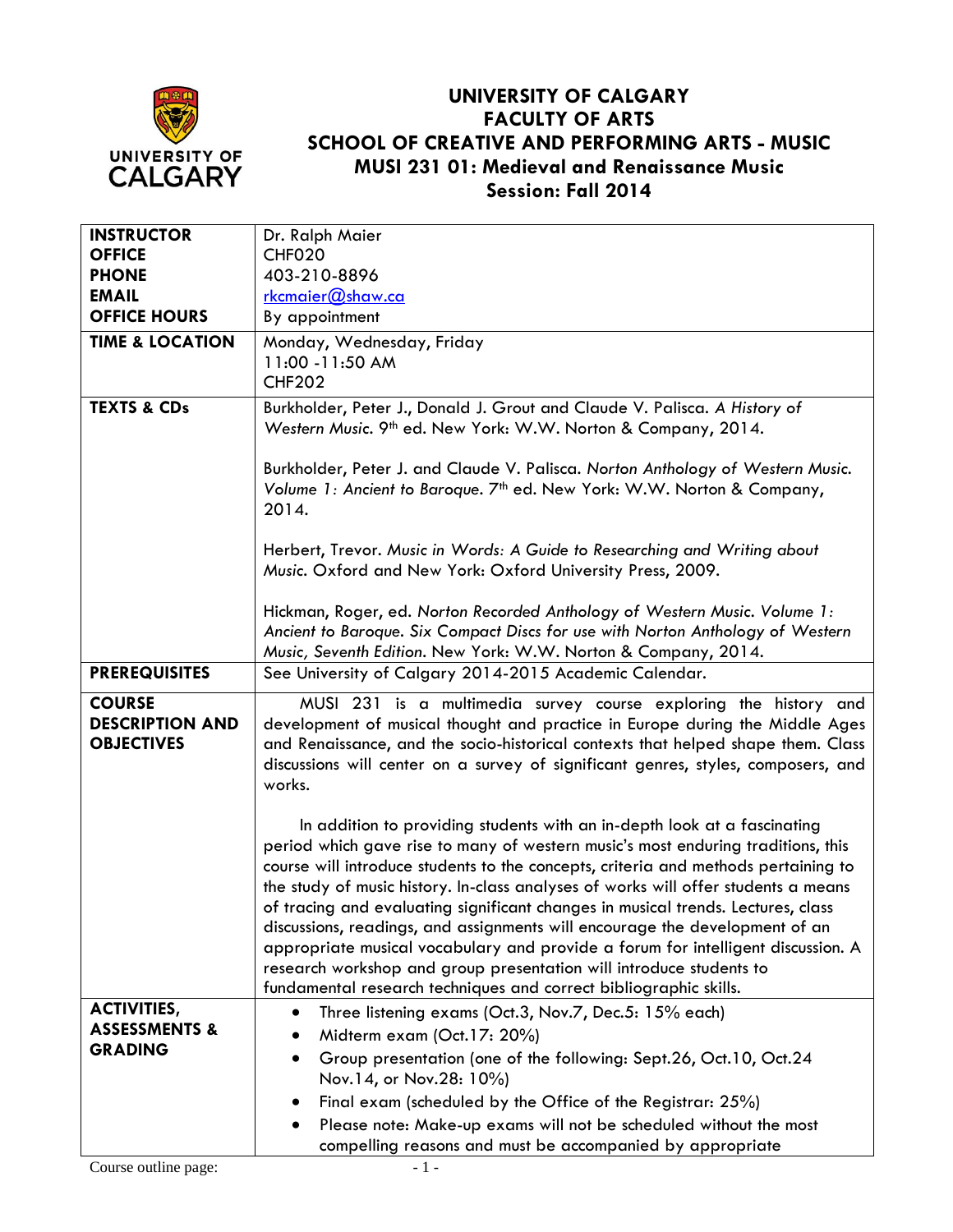# UNIVERSITY OF CALGARY
## FACULTY OF ARTS
## SCHOOL OF CREATIVE AND PERFORMING ARTS - MUSIC
## MUSI 231 01: Medieval and Renaissance Music
## Session: Fall 2014

| | |
|---|---|
| **INSTRUCTOR**<br>**OFFICE**<br>**PHONE**<br>**EMAIL**<br>**OFFICE HOURS** | Dr. Ralph Maier<br>CHF020<br>403-210-8896<br>rkcmaier@shaw.ca<br>By appointment |
| **TIME & LOCATION** | Monday, Wednesday, Friday<br>11:00 -11:50 AM<br>CHF202 |
| **TEXTS & CDs** | Burkholder, Peter J., Donald J. Grout and Claude V. Palisca. *A History of Western Music*. 9th ed. New York: W.W. Norton & Company, 2014.<br><br>Burkholder, Peter J. and Claude V. Palisca. *Norton Anthology of Western Music. Volume 1: Ancient to Baroque*. 7th ed. New York: W.W. Norton & Company, 2014.<br><br>Herbert, Trevor. *Music in Words: A Guide to Researching and Writing about Music*. Oxford and New York: Oxford University Press, 2009.<br><br>Hickman, Roger, ed. *Norton Recorded Anthology of Western Music. Volume 1: Ancient to Baroque. Six Compact Discs for use with Norton Anthology of Western Music, Seventh Edition*. New York: W.W. Norton & Company, 2014. |
| **PREREQUISITES** | See University of Calgary 2014-2015 Academic Calendar. |
| **COURSE DESCRIPTION AND OBJECTIVES** | MUSI 231 is a multimedia survey course exploring the history and development of musical thought and practice in Europe during the Middle Ages and Renaissance, and the socio-historical contexts that helped shape them. Class discussions will center on a survey of significant genres, styles, composers, and works.<br><br>In addition to providing students with an in-depth look at a fascinating period which gave rise to many of western music's most enduring traditions, this course will introduce students to the concepts, criteria and methods pertaining to the study of music history. In-class analyses of works will offer students a means of tracing and evaluating significant changes in musical trends. Lectures, class discussions, readings, and assignments will encourage the development of an appropriate musical vocabulary and provide a forum for intelligent discussion. A research workshop and group presentation will introduce students to fundamental research techniques and correct bibliographic skills. |
| **ACTIVITIES, ASSESSMENTS & GRADING** | • Three listening exams (Oct.3, Nov.7, Dec.5: 15% each)<br>• Midterm exam (Oct.17: 20%)<br>• Group presentation (one of the following: Sept.26, Oct.10, Oct.24 Nov.14, or Nov.28: 10%)<br>• Final exam (scheduled by the Office of the Registrar: 25%)<br>• Please note: Make-up exams will not be scheduled without the most compelling reasons and must be accompanied by appropriate |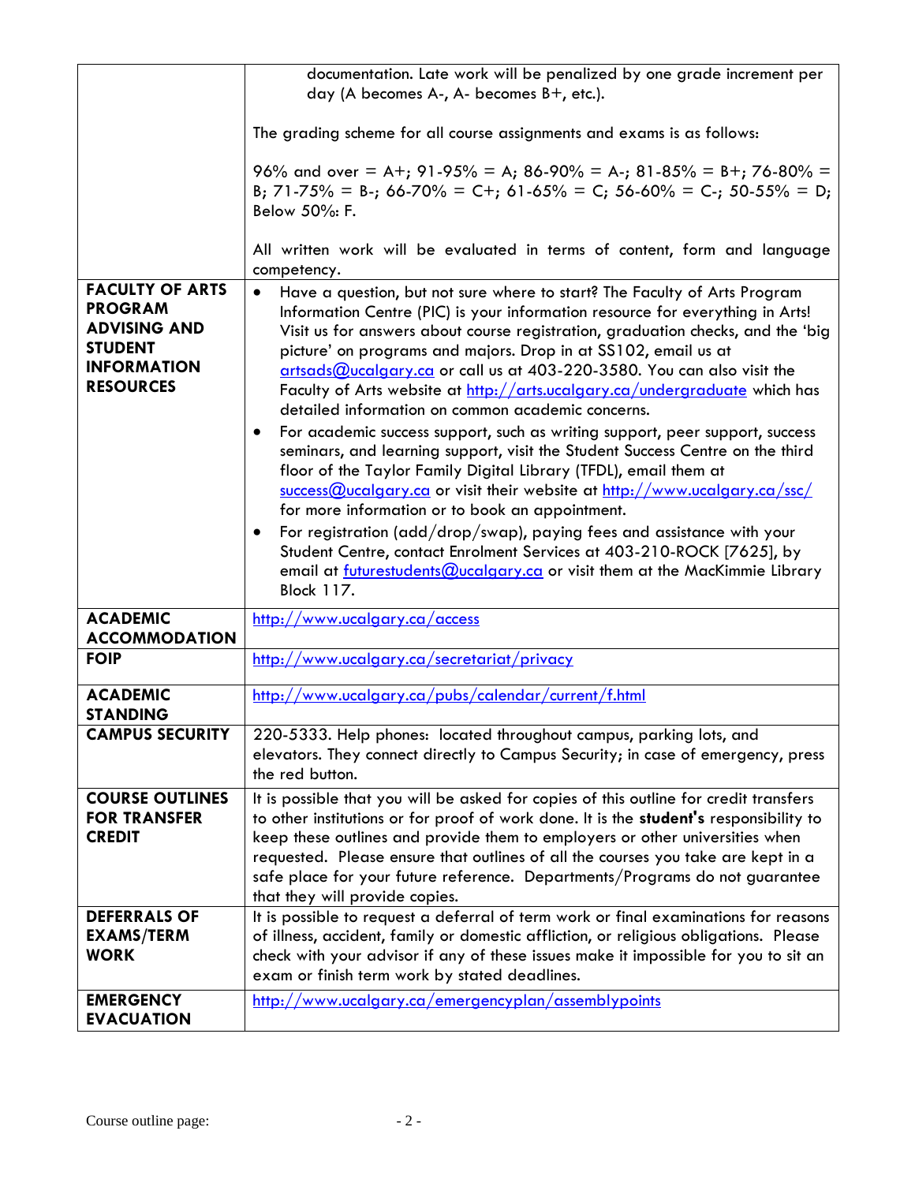| | |
|---|---|
| | documentation. Late work will be penalized by one grade increment per day (A becomes A-, A- becomes B+, etc.).<br><br>The grading scheme for all course assignments and exams is as follows:<br><br>96% and over = A+; 91-95% = A; 86-90% = A-; 81-85% = B+; 76-80% = B; 71-75% = B-; 66-70% = C+; 61-65% = C; 56-60% = C-; 50-55% = D; Below 50%: F.<br><br>All written work will be evaluated in terms of content, form and language competency. |
| **FACULTY OF ARTS PROGRAM ADVISING AND STUDENT INFORMATION RESOURCES** | • Have a question, but not sure where to start? The Faculty of Arts Program Information Centre (PIC) is your information resource for everything in Arts! Visit us for answers about course registration, graduation checks, and the 'big picture' on programs and majors. Drop in at SS102, email us at artsads@ucalgary.ca or call us at 403-220-3580. You can also visit the Faculty of Arts website at http://arts.ucalgary.ca/undergraduate which has detailed information on common academic concerns.<br>• For academic success support, such as writing support, peer support, success seminars, and learning support, visit the Student Success Centre on the third floor of the Taylor Family Digital Library (TFDL), email them at success@ucalgary.ca or visit their website at http://www.ucalgary.ca/ssc/ for more information or to book an appointment.<br>• For registration (add/drop/swap), paying fees and assistance with your Student Centre, contact Enrolment Services at 403-210-ROCK [7625], by email at futurestudents@ucalgary.ca or visit them at the MacKimmie Library Block 117. |
| **ACADEMIC ACCOMMODATION** | http://www.ucalgary.ca/access |
| **FOIP** | http://www.ucalgary.ca/secretariat/privacy |
| **ACADEMIC STANDING** | http://www.ucalgary.ca/pubs/calendar/current/f.html |
| **CAMPUS SECURITY** | 220-5333. Help phones: located throughout campus, parking lots, and elevators. They connect directly to Campus Security; in case of emergency, press the red button. |
| **COURSE OUTLINES FOR TRANSFER CREDIT** | It is possible that you will be asked for copies of this outline for credit transfers to other institutions or for proof of work done. It is the **student's** responsibility to keep these outlines and provide them to employers or other universities when requested. Please ensure that outlines of all the courses you take are kept in a safe place for your future reference. Departments/Programs do not guarantee that they will provide copies. |
| **DEFERRALS OF EXAMS/TERM WORK** | It is possible to request a deferral of term work or final examinations for reasons of illness, accident, family or domestic affliction, or religious obligations. Please check with your advisor if any of these issues make it impossible for you to sit an exam or finish term work by stated deadlines. |
| **EMERGENCY EVACUATION** | http://www.ucalgary.ca/emergencyplan/assemblypoints |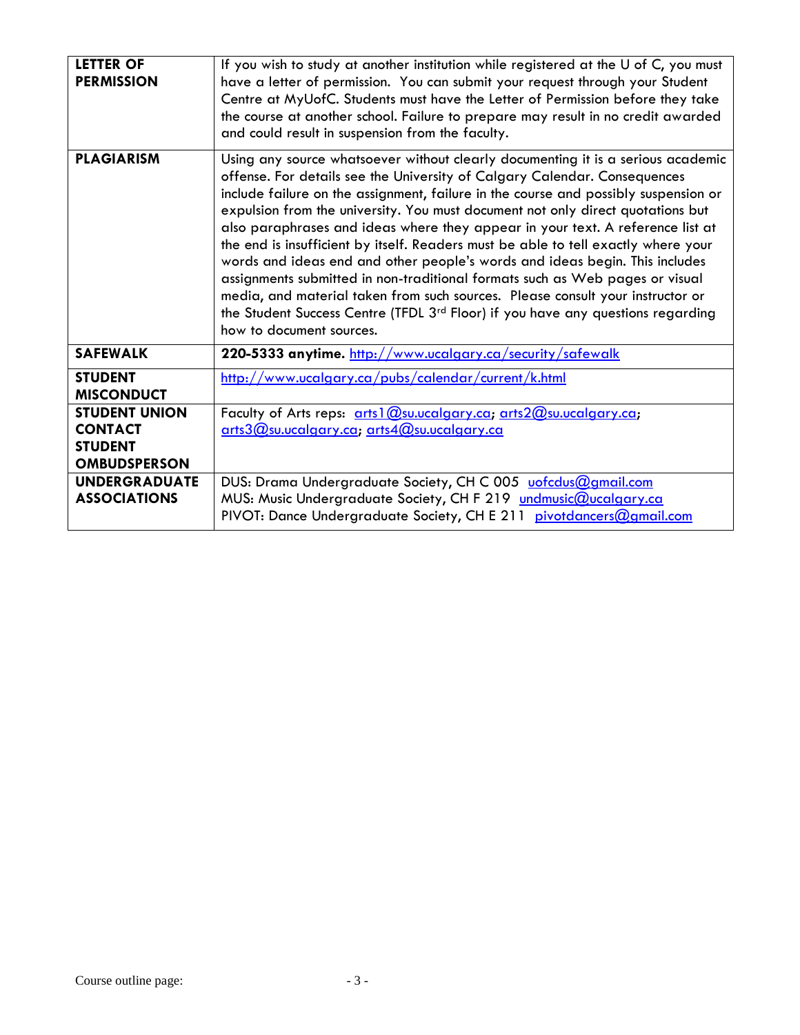| | |
|---|---|
| **LETTER OF PERMISSION** | If you wish to study at another institution while registered at the U of C, you must have a letter of permission. You can submit your request through your Student Centre at MyUofC. Students must have the Letter of Permission before they take the course at another school. Failure to prepare may result in no credit awarded and could result in suspension from the faculty. |
| **PLAGIARISM** | Using any source whatsoever without clearly documenting it is a serious academic offense. For details see the University of Calgary Calendar. Consequences include failure on the assignment, failure in the course and possibly suspension or expulsion from the university. You must document not only direct quotations but also paraphrases and ideas where they appear in your text. A reference list at the end is insufficient by itself. Readers must be able to tell exactly where your words and ideas end and other people's words and ideas begin. This includes assignments submitted in non-traditional formats such as Web pages or visual media, and material taken from such sources. Please consult your instructor or the Student Success Centre (TFDL 3rd Floor) if you have any questions regarding how to document sources. |
| **SAFEWALK** | **220-5333 anytime.** http://www.ucalgary.ca/security/safewalk |
| **STUDENT MISCONDUCT** | http://www.ucalgary.ca/pubs/calendar/current/k.html |
| **STUDENT UNION CONTACT STUDENT OMBUDSPERSON** | Faculty of Arts reps: arts1@su.ucalgary.ca; arts2@su.ucalgary.ca; arts3@su.ucalgary.ca; arts4@su.ucalgary.ca |
| **UNDERGRADUATE ASSOCIATIONS** | DUS: Drama Undergraduate Society, CH C 005 uofcdus@gmail.com<br>MUS: Music Undergraduate Society, CH F 219 undmusic@ucalgary.ca<br>PIVOT: Dance Undergraduate Society, CH E 211 pivotdancers@gmail.com |

Course outline page: